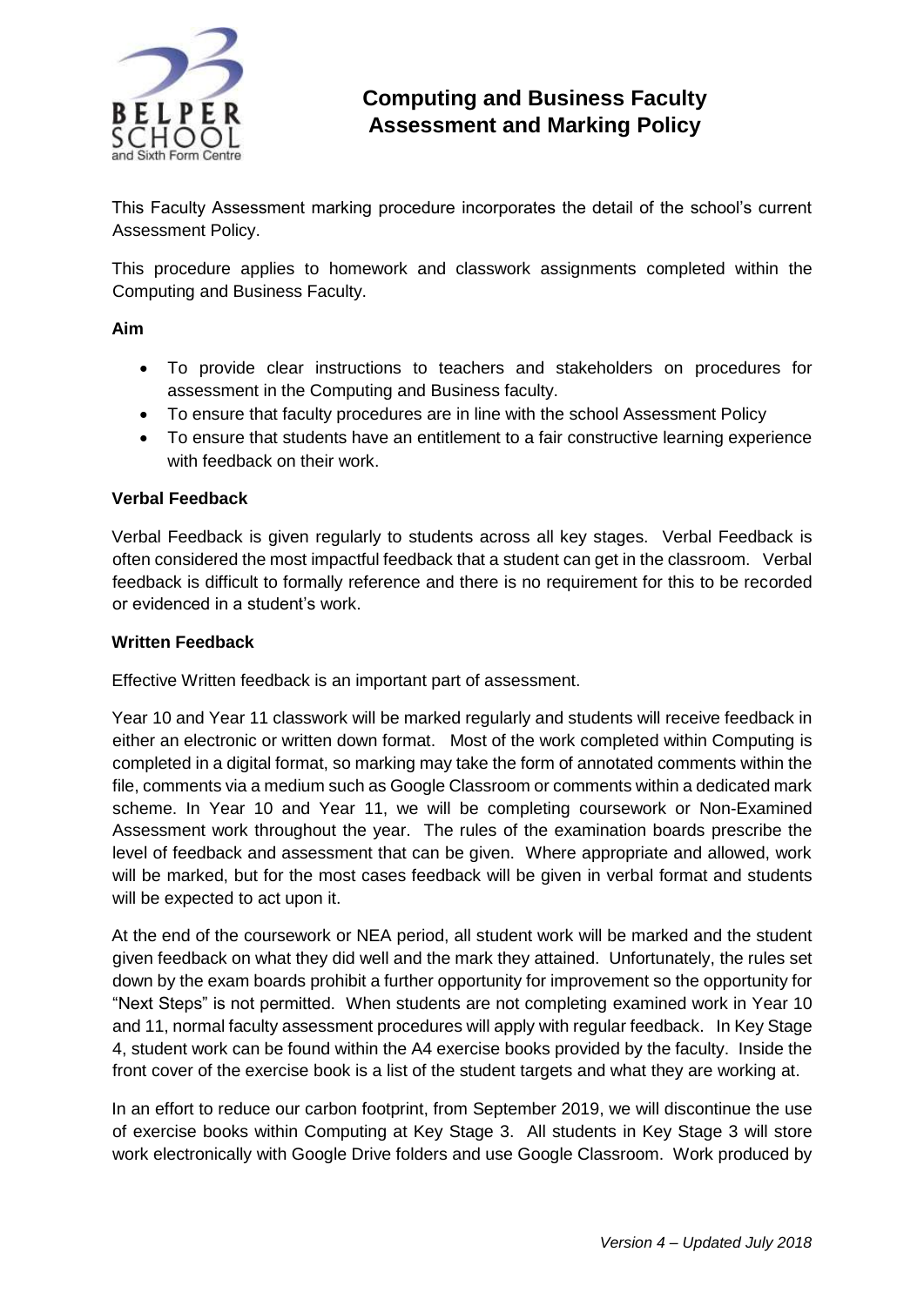# Computing and Business Faculty Assessment and Marking Policy

This Faculty Assessment marking procedure incorporates the detail of the school's current Assessment Policy.

This procedure applies to homework and classwork assignments completed within the Computing and Business Faculty.

**Aim**

- To provide clear instructions to teachers and stakeholders on procedures for assessment in the Computing and Business faculty.
- To ensure that faculty procedures are in line with the school Assessment Policy
- To ensure that students have an entitlement to a fair constructive learning experience with feedback on their work.

**Verbal Feedback**

Verbal Feedback is given regularly to students across all key stages. Verbal Feedback is often considered the most impactful feedback that a student can get in the classroom. Verbal feedback is difficult to formally reference and there is no requirement for this to be recorded or evidenced in a student's work.

**Written Feedback**

Effective Written feedback is an important part of assessment.

Year 10 and Year 11 classwork will be marked regularly and students will receive feedback in either an electronic or written down format. Most of the work completed within Computing is completed in a digital format, so marking may take the form of annotated comments within the file, comments via a medium such as Google Classroom or comments within a dedicated mark scheme. In Year 10 and Year 11, we will be completing coursework or Non-Examined Assessment work throughout the year. The rules of the examination boards prescribe the level of feedback and assessment that can be given. Where appropriate and allowed, work will be marked, but for the most cases feedback will be given in verbal format and students will be expected to act upon it.

At the end of the coursework or NEA period, all student work will be marked and the student given feedback on what they did well and the mark they attained. Unfortunately, the rules set down by the exam boards prohibit a further opportunity for improvement so the opportunity for "Next Steps" is not permitted. When students are not completing examined work in Year 10 and 11, normal faculty assessment procedures will apply with regular feedback. In Key Stage 4, student work can be found within the A4 exercise books provided by the faculty. Inside the front cover of the exercise book is a list of the student targets and what they are working at.

In an effort to reduce our carbon footprint, from September 2019, we will discontinue the use of exercise books within Computing at Key Stage 3. All students in Key Stage 3 will store work electronically with Google Drive folders and use Google Classroom. Work produced by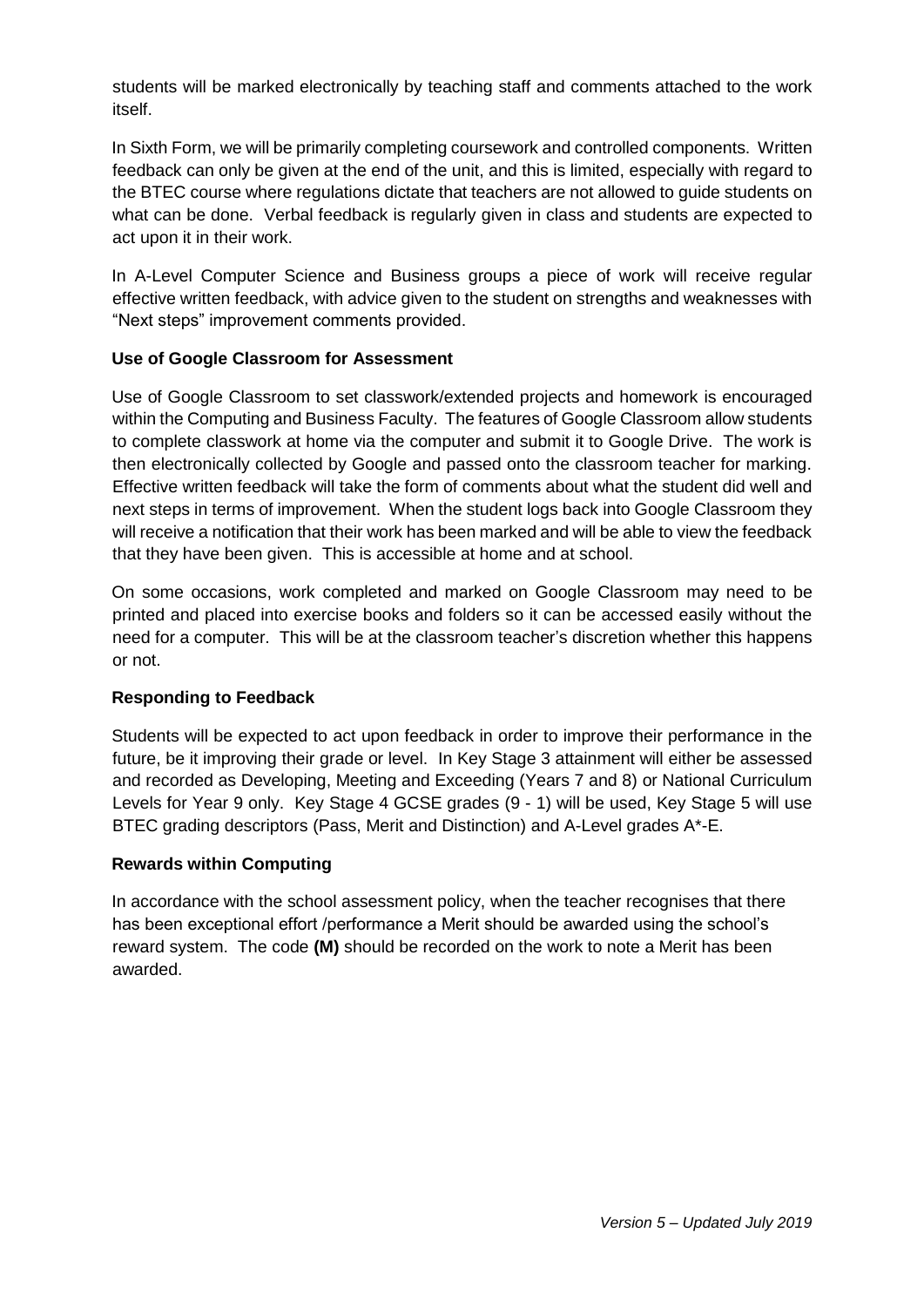students will be marked electronically by teaching staff and comments attached to the work itself.

In Sixth Form, we will be primarily completing coursework and controlled components. Written feedback can only be given at the end of the unit, and this is limited, especially with regard to the BTEC course where regulations dictate that teachers are not allowed to guide students on what can be done. Verbal feedback is regularly given in class and students are expected to act upon it in their work.

In A-Level Computer Science and Business groups a piece of work will receive regular effective written feedback, with advice given to the student on strengths and weaknesses with "Next steps" improvement comments provided.

**Use of Google Classroom for Assessment**

Use of Google Classroom to set classwork/extended projects and homework is encouraged within the Computing and Business Faculty. The features of Google Classroom allow students to complete classwork at home via the computer and submit it to Google Drive. The work is then electronically collected by Google and passed onto the classroom teacher for marking. Effective written feedback will take the form of comments about what the student did well and next steps in terms of improvement. When the student logs back into Google Classroom they will receive a notification that their work has been marked and will be able to view the feedback that they have been given. This is accessible at home and at school.

On some occasions, work completed and marked on Google Classroom may need to be printed and placed into exercise books and folders so it can be accessed easily without the need for a computer. This will be at the classroom teacher's discretion whether this happens or not.

**Responding to Feedback**

Students will be expected to act upon feedback in order to improve their performance in the future, be it improving their grade or level. In Key Stage 3 attainment will either be assessed and recorded as Developing, Meeting and Exceeding (Years 7 and 8) or National Curriculum Levels for Year 9 only. Key Stage 4 GCSE grades (9 - 1) will be used, Key Stage 5 will use BTEC grading descriptors (Pass, Merit and Distinction) and A-Level grades A*-E.

**Rewards within Computing**

In accordance with the school assessment policy, when the teacher recognises that there has been exceptional effort /performance a Merit should be awarded using the school's reward system. The code **(M)** should be recorded on the work to note a Merit has been awarded.

*Version 5 – Updated July 2019*